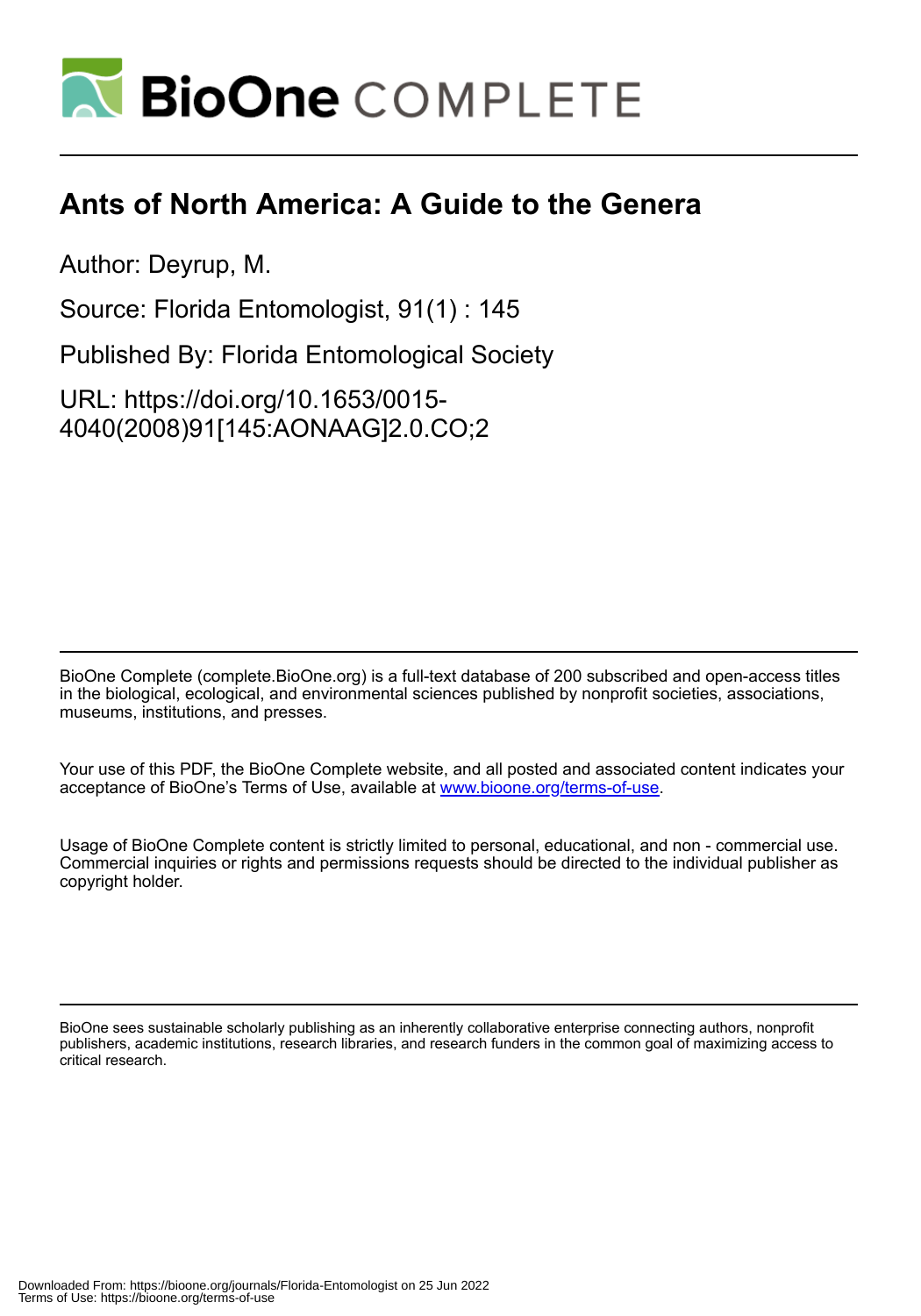# Ants of North America: A Guide to the Genera

Author: Deyrup, M.

Source: Florida Entomologist, 91(1) : 145

Published By: Florida Entomological Society

URL: https://doi.org/10.1653/0015-4040(2008)91[145:AONAAG]2.0.CO;2

BioOne Complete (complete.BioOne.org) is a full-text database of 200 subscribed and open-access titles in the biological, ecological, and environmental sciences published by nonprofit societies, associations, museums, institutions, and presses.

Your use of this PDF, the BioOne Complete website, and all posted and associated content indicates your acceptance of BioOne's Terms of Use, available at www.bioone.org/terms-of-use.

Usage of BioOne Complete content is strictly limited to personal, educational, and non - commercial use. Commercial inquiries or rights and permissions requests should be directed to the individual publisher as copyright holder.

BioOne sees sustainable scholarly publishing as an inherently collaborative enterprise connecting authors, nonprofit publishers, academic institutions, research libraries, and research funders in the common goal of maximizing access to critical research.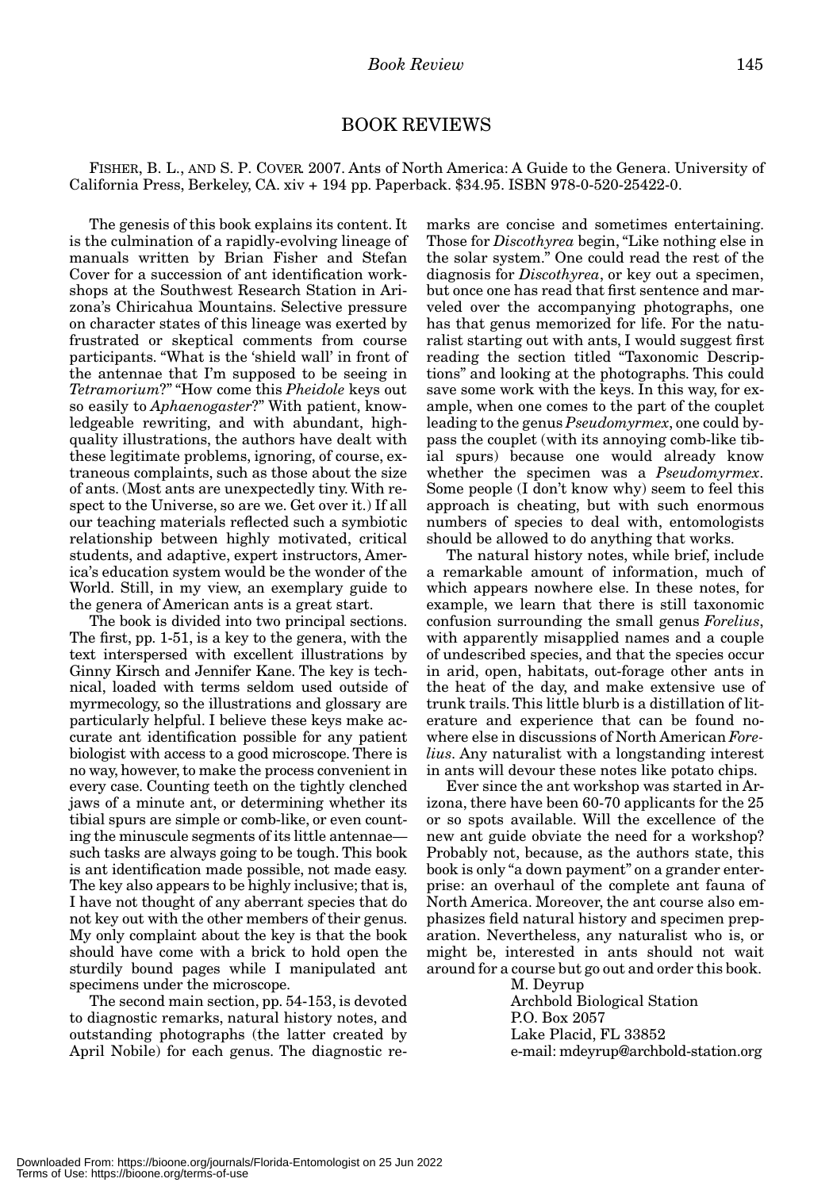# BOOK REVIEWS

FISHER, B. L., AND S. P. COVER. 2007. Ants of North America: A Guide to the Genera. University of California Press, Berkeley, CA. xiv + 194 pp. Paperback. $34.95. ISBN 978-0-520-25422-0.

The genesis of this book explains its content. It is the culmination of a rapidly-evolving lineage of manuals written by Brian Fisher and Stefan Cover for a succession of ant identification workshops at the Southwest Research Station in Arizona's Chiricahua Mountains. Selective pressure on character states of this lineage was exerted by frustrated or skeptical comments from course participants. "What is the 'shield wall' in front of the antennae that I'm supposed to be seeing in *Tetramorium*?" "How come this *Pheidole* keys out so easily to *Aphaenogaster*?" With patient, knowledgeable rewriting, and with abundant, high-quality illustrations, the authors have dealt with these legitimate problems, ignoring, of course, extraneous complaints, such as those about the size of ants. (Most ants are unexpectedly tiny. With respect to the Universe, so are we. Get over it.) If all our teaching materials reflected such a symbiotic relationship between highly motivated, critical students, and adaptive, expert instructors, America's education system would be the wonder of the World. Still, in my view, an exemplary guide to the genera of American ants is a great start.

The book is divided into two principal sections. The first, pp. 1-51, is a key to the genera, with the text interspersed with excellent illustrations by Ginny Kirsch and Jennifer Kane. The key is technical, loaded with terms seldom used outside of myrmecology, so the illustrations and glossary are particularly helpful. I believe these keys make accurate ant identification possible for any patient biologist with access to a good microscope. There is no way, however, to make the process convenient in every case. Counting teeth on the tightly clenched jaws of a minute ant, or determining whether its tibial spurs are simple or comb-like, or even counting the minuscule segments of its little antennae—such tasks are always going to be tough. This book is ant identification made possible, not made easy. The key also appears to be highly inclusive; that is, I have not thought of any aberrant species that do not key out with the other members of their genus. My only complaint about the key is that the book should have come with a brick to hold open the sturdily bound pages while I manipulated ant specimens under the microscope.

The second main section, pp. 54-153, is devoted to diagnostic remarks, natural history notes, and outstanding photographs (the latter created by April Nobile) for each genus. The diagnostic remarks are concise and sometimes entertaining. Those for *Discothyrea* begin, "Like nothing else in the solar system." One could read the rest of the diagnosis for *Discothyrea*, or key out a specimen, but once one has read that first sentence and marveled over the accompanying photographs, one has that genus memorized for life. For the naturalist starting out with ants, I would suggest first reading the section titled "Taxonomic Descriptions" and looking at the photographs. This could save some work with the keys. In this way, for example, when one comes to the part of the couplet leading to the genus *Pseudomyrmex*, one could bypass the couplet (with its annoying comb-like tibial spurs) because one would already know whether the specimen was a *Pseudomyrmex*. Some people (I don't know why) seem to feel this approach is cheating, but with such enormous numbers of species to deal with, entomologists should be allowed to do anything that works.

The natural history notes, while brief, include a remarkable amount of information, much of which appears nowhere else. In these notes, for example, we learn that there is still taxonomic confusion surrounding the small genus *Forelius*, with apparently misapplied names and a couple of undescribed species, and that the species occur in arid, open, habitats, out-forage other ants in the heat of the day, and make extensive use of trunk trails. This little blurb is a distillation of literature and experience that can be found nowhere else in discussions of North American *Forelius*. Any naturalist with a longstanding interest in ants will devour these notes like potato chips.

Ever since the ant workshop was started in Arizona, there have been 60-70 applicants for the 25 or so spots available. Will the excellence of the new ant guide obviate the need for a workshop? Probably not, because, as the authors state, this book is only "a down payment" on a grander enterprise: an overhaul of the complete ant fauna of North America. Moreover, the ant course also emphasizes field natural history and specimen preparation. Nevertheless, any naturalist who is, or might be, interested in ants should not wait around for a course but go out and order this book.

M. Deyrup  
Archbold Biological Station  
P.O. Box 2057  
Lake Placid, FL 33852  
e-mail: mdeyrup@archbold-station.org